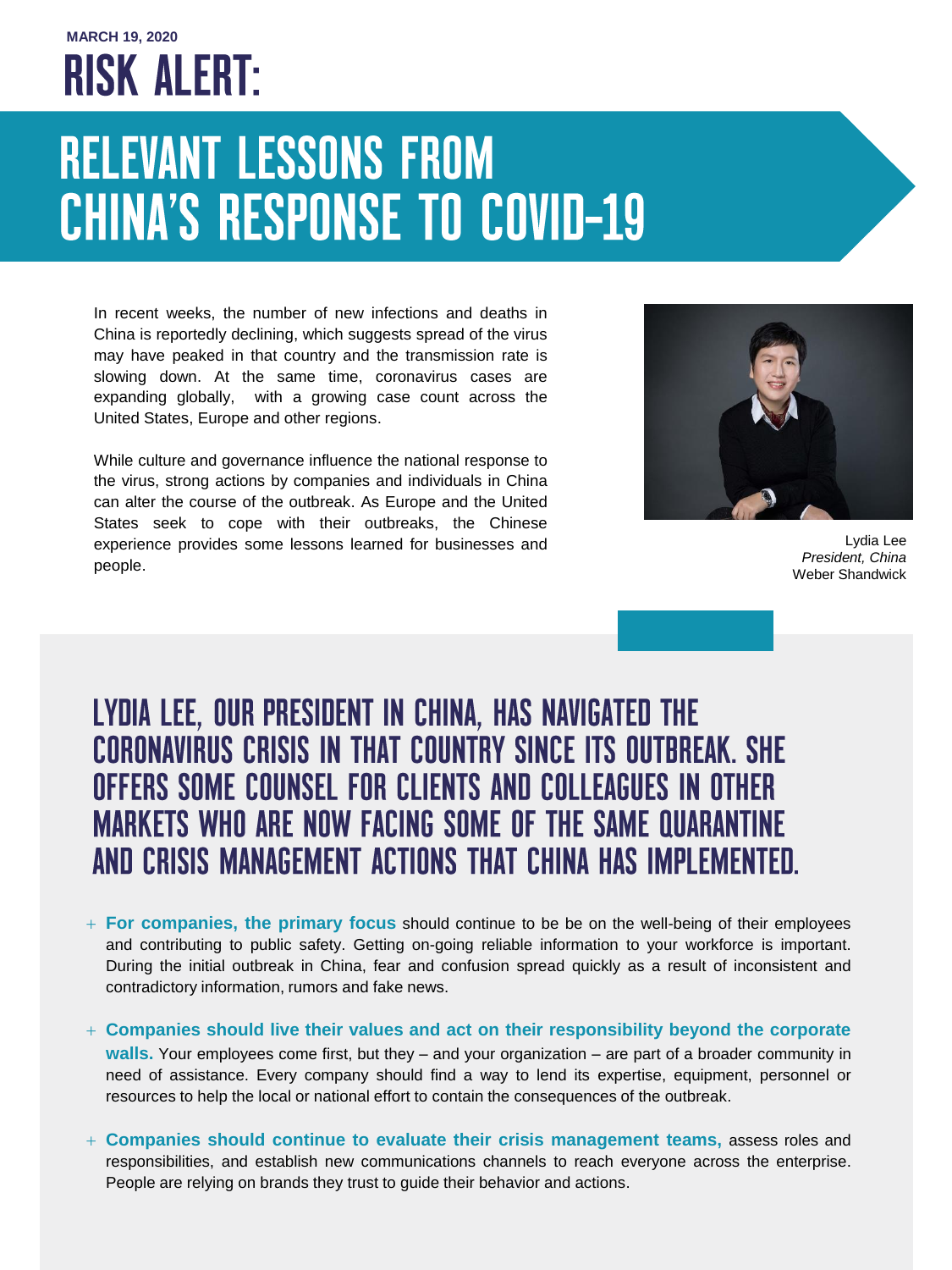MARCH 19, 2020

# RISK ALERT:

# RELEVANT LESSONS FROM CHINA'S RESPONSE TO COVID-19

In recent weeks, the number of new infections and deaths in China is reportedly declining, which suggests spread of the virus may have peaked in that country and the transmission rate is slowing down. At the same time, coronavirus cases are expanding globally, with a growing case count across the United States, Europe and other regions.

While culture and governance influence the national response to the virus, strong actions by companies and individuals in China can alter the course of the outbreak. As Europe and the United States seek to cope with their outbreaks, the Chinese experience provides some lessons learned for businesses and people.

Lydia Lee
*President, China*
Weber Shandwick

## LYDIA LEE, OUR PRESIDENT IN CHINA, HAS NAVIGATED THE CORONAVIRUS CRISIS IN THAT COUNTRY SINCE ITS OUTBREAK. SHE OFFERS SOME COUNSEL FOR CLIENTS AND COLLEAGUES IN OTHER MARKETS WHO ARE NOW FACING SOME OF THE SAME QUARANTINE AND CRISIS MANAGEMENT ACTIONS THAT CHINA HAS IMPLEMENTED.

- **For companies, the primary focus** should continue to be be on the well-being of their employees and contributing to public safety. Getting on-going reliable information to your workforce is important. During the initial outbreak in China, fear and confusion spread quickly as a result of inconsistent and contradictory information, rumors and fake news.

- **Companies should live their values and act on their responsibility beyond the corporate walls.** Your employees come first, but they – and your organization – are part of a broader community in need of assistance. Every company should find a way to lend its expertise, equipment, personnel or resources to help the local or national effort to contain the consequences of the outbreak.

- **Companies should continue to evaluate their crisis management teams,** assess roles and responsibilities, and establish new communications channels to reach everyone across the enterprise. People are relying on brands they trust to guide their behavior and actions.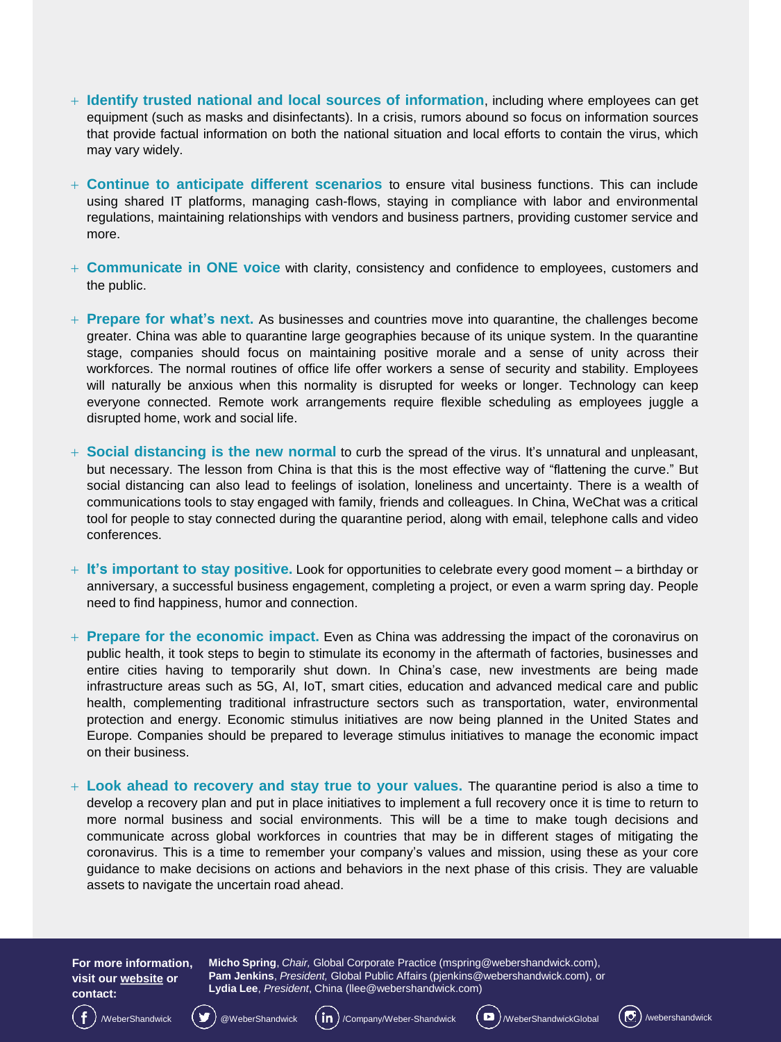- **Identify trusted national and local sources of information**, including where employees can get equipment (such as masks and disinfectants). In a crisis, rumors abound so focus on information sources that provide factual information on both the national situation and local efforts to contain the virus, which may vary widely.

- **Continue to anticipate different scenarios** to ensure vital business functions. This can include using shared IT platforms, managing cash-flows, staying in compliance with labor and environmental regulations, maintaining relationships with vendors and business partners, providing customer service and more.

- **Communicate in ONE voice** with clarity, consistency and confidence to employees, customers and the public.

- **Prepare for what's next.** As businesses and countries move into quarantine, the challenges become greater. China was able to quarantine large geographies because of its unique system. In the quarantine stage, companies should focus on maintaining positive morale and a sense of unity across their workforces. The normal routines of office life offer workers a sense of security and stability. Employees will naturally be anxious when this normality is disrupted for weeks or longer. Technology can keep everyone connected. Remote work arrangements require flexible scheduling as employees juggle a disrupted home, work and social life.

- **Social distancing is the new normal** to curb the spread of the virus. It's unnatural and unpleasant, but necessary. The lesson from China is that this is the most effective way of "flattening the curve." But social distancing can also lead to feelings of isolation, loneliness and uncertainty. There is a wealth of communications tools to stay engaged with family, friends and colleagues. In China, WeChat was a critical tool for people to stay connected during the quarantine period, along with email, telephone calls and video conferences.

- **It's important to stay positive.** Look for opportunities to celebrate every good moment – a birthday or anniversary, a successful business engagement, completing a project, or even a warm spring day. People need to find happiness, humor and connection.

- **Prepare for the economic impact.** Even as China was addressing the impact of the coronavirus on public health, it took steps to begin to stimulate its economy in the aftermath of factories, businesses and entire cities having to temporarily shut down. In China's case, new investments are being made infrastructure areas such as 5G, AI, IoT, smart cities, education and advanced medical care and public health, complementing traditional infrastructure sectors such as transportation, water, environmental protection and energy. Economic stimulus initiatives are now being planned in the United States and Europe. Companies should be prepared to leverage stimulus initiatives to manage the economic impact on their business.

- **Look ahead to recovery and stay true to your values.** The quarantine period is also a time to develop a recovery plan and put in place initiatives to implement a full recovery once it is time to return to more normal business and social environments. This will be a time to make tough decisions and communicate across global workforces in countries that may be in different stages of mitigating the coronavirus. This is a time to remember your company's values and mission, using these as your core guidance to make decisions on actions and behaviors in the next phase of this crisis. They are valuable assets to navigate the uncertain road ahead.

**For more information, visit our website or contact:**

**Micho Spring**, *Chair,* Global Corporate Practice (mspring@webershandwick.com),
**Pam Jenkins**, *President,* Global Public Affairs (pjenkins@webershandwick.com), or
**Lydia Lee**, *President*, China (llee@webershandwick.com)

/WeberShandwick @WeberShandwick /Company/Weber-Shandwick /WeberShandwickGlobal /webershandwick